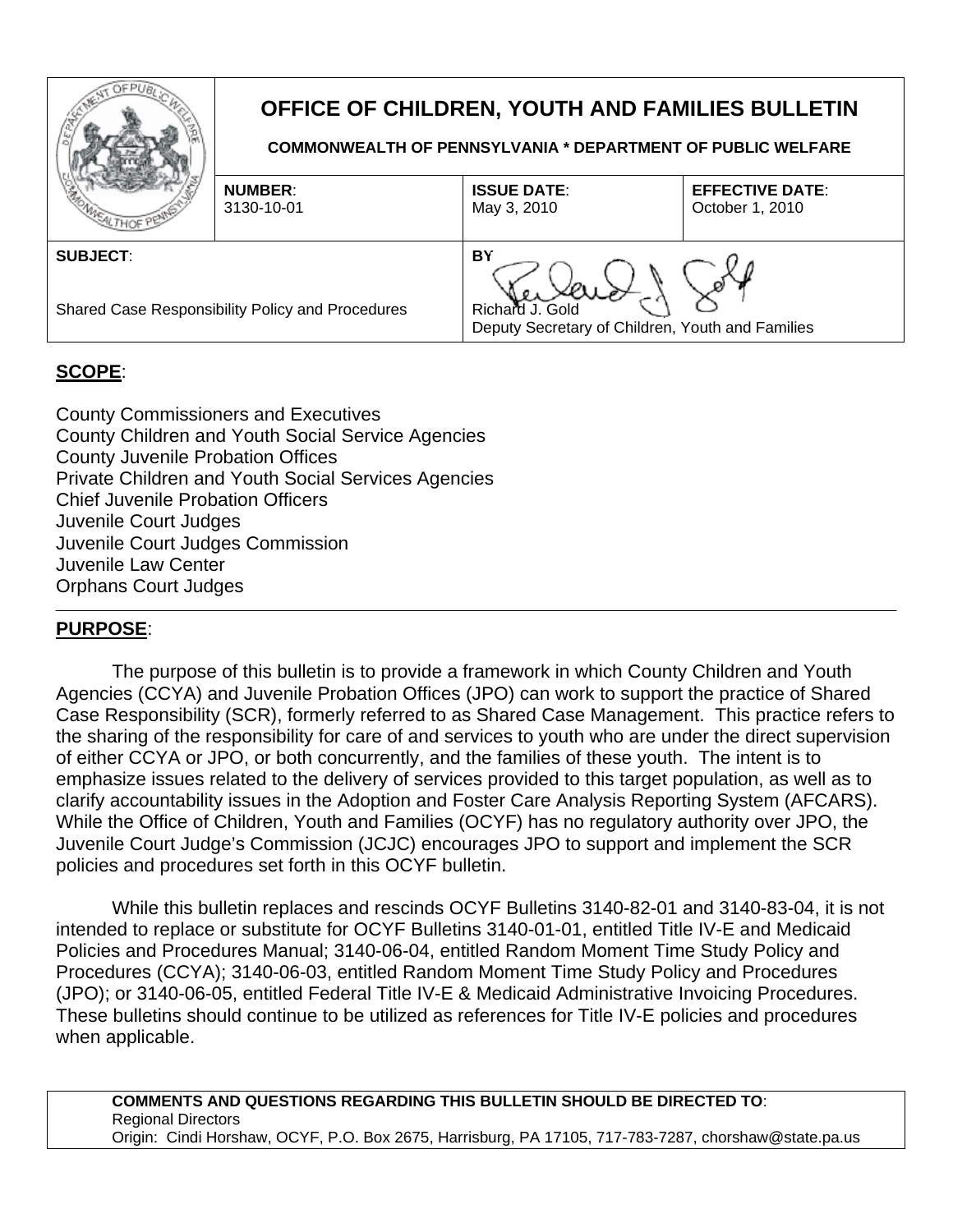| | **OFFICE OF CHILDREN, YOUTH AND FAMILIES BULLETIN**<br>**COMMONWEALTH OF PENNSYLVANIA * DEPARTMENT OF PUBLIC WELFARE** | | |
|---|---|---|---|
| | **NUMBER**:<br>3130-10-01 | **ISSUE DATE**:<br>May 3, 2010 | **EFFECTIVE DATE**:<br>October 1, 2010 |
| **SUBJECT**:<br>Shared Case Responsibility Policy and Procedures | | **BY**<br>Richard J. Gold<br>Deputy Secretary of Children, Youth and Families | |

## SCOPE:

County Commissioners and Executives
County Children and Youth Social Service Agencies
County Juvenile Probation Offices
Private Children and Youth Social Services Agencies
Chief Juvenile Probation Officers
Juvenile Court Judges
Juvenile Court Judges Commission
Juvenile Law Center
Orphans Court Judges

## PURPOSE:

The purpose of this bulletin is to provide a framework in which County Children and Youth Agencies (CCYA) and Juvenile Probation Offices (JPO) can work to support the practice of Shared Case Responsibility (SCR), formerly referred to as Shared Case Management. This practice refers to the sharing of the responsibility for care of and services to youth who are under the direct supervision of either CCYA or JPO, or both concurrently, and the families of these youth. The intent is to emphasize issues related to the delivery of services provided to this target population, as well as to clarify accountability issues in the Adoption and Foster Care Analysis Reporting System (AFCARS). While the Office of Children, Youth and Families (OCYF) has no regulatory authority over JPO, the Juvenile Court Judge's Commission (JCJC) encourages JPO to support and implement the SCR policies and procedures set forth in this OCYF bulletin.

While this bulletin replaces and rescinds OCYF Bulletins 3140-82-01 and 3140-83-04, it is not intended to replace or substitute for OCYF Bulletins 3140-01-01, entitled Title IV-E and Medicaid Policies and Procedures Manual; 3140-06-04, entitled Random Moment Time Study Policy and Procedures (CCYA); 3140-06-03, entitled Random Moment Time Study Policy and Procedures (JPO); or 3140-06-05, entitled Federal Title IV-E & Medicaid Administrative Invoicing Procedures. These bulletins should continue to be utilized as references for Title IV-E policies and procedures when applicable.

**COMMENTS AND QUESTIONS REGARDING THIS BULLETIN SHOULD BE DIRECTED TO**:
Regional Directors
Origin: Cindi Horshaw, OCYF, P.O. Box 2675, Harrisburg, PA 17105, 717-783-7287, chorshaw@state.pa.us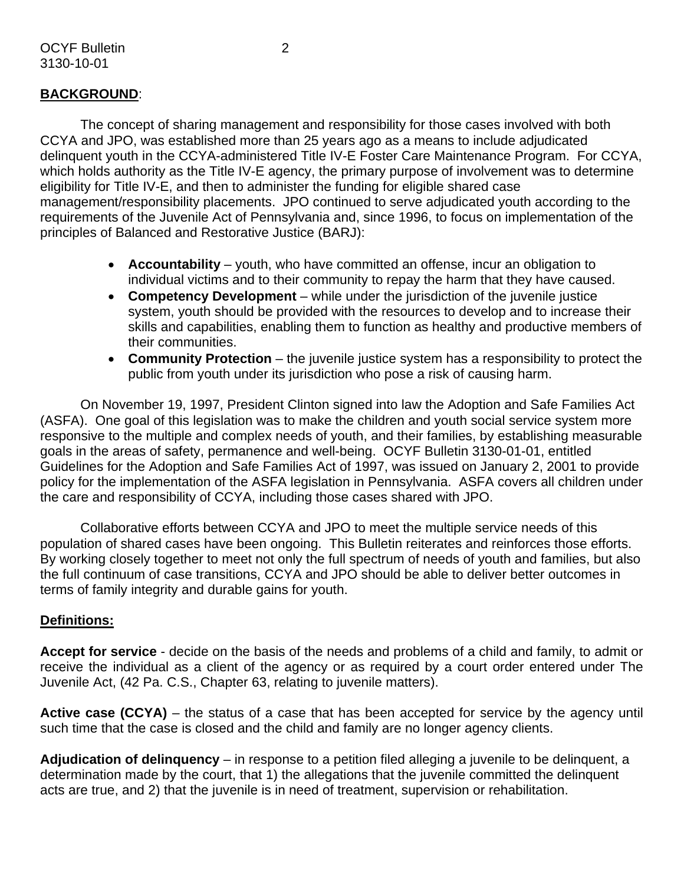## BACKGROUND:

The concept of sharing management and responsibility for those cases involved with both CCYA and JPO, was established more than 25 years ago as a means to include adjudicated delinquent youth in the CCYA-administered Title IV-E Foster Care Maintenance Program. For CCYA, which holds authority as the Title IV-E agency, the primary purpose of involvement was to determine eligibility for Title IV-E, and then to administer the funding for eligible shared case management/responsibility placements. JPO continued to serve adjudicated youth according to the requirements of the Juvenile Act of Pennsylvania and, since 1996, to focus on implementation of the principles of Balanced and Restorative Justice (BARJ):

- **Accountability** – youth, who have committed an offense, incur an obligation to individual victims and to their community to repay the harm that they have caused.
- **Competency Development** – while under the jurisdiction of the juvenile justice system, youth should be provided with the resources to develop and to increase their skills and capabilities, enabling them to function as healthy and productive members of their communities.
- **Community Protection** – the juvenile justice system has a responsibility to protect the public from youth under its jurisdiction who pose a risk of causing harm.

On November 19, 1997, President Clinton signed into law the Adoption and Safe Families Act (ASFA). One goal of this legislation was to make the children and youth social service system more responsive to the multiple and complex needs of youth, and their families, by establishing measurable goals in the areas of safety, permanence and well-being. OCYF Bulletin 3130-01-01, entitled Guidelines for the Adoption and Safe Families Act of 1997, was issued on January 2, 2001 to provide policy for the implementation of the ASFA legislation in Pennsylvania. ASFA covers all children under the care and responsibility of CCYA, including those cases shared with JPO.

Collaborative efforts between CCYA and JPO to meet the multiple service needs of this population of shared cases have been ongoing. This Bulletin reiterates and reinforces those efforts. By working closely together to meet not only the full spectrum of needs of youth and families, but also the full continuum of case transitions, CCYA and JPO should be able to deliver better outcomes in terms of family integrity and durable gains for youth.

## Definitions:

**Accept for service** - decide on the basis of the needs and problems of a child and family, to admit or receive the individual as a client of the agency or as required by a court order entered under The Juvenile Act, (42 Pa. C.S., Chapter 63, relating to juvenile matters).

**Active case (CCYA)** – the status of a case that has been accepted for service by the agency until such time that the case is closed and the child and family are no longer agency clients.

**Adjudication of delinquency** – in response to a petition filed alleging a juvenile to be delinquent, a determination made by the court, that 1) the allegations that the juvenile committed the delinquent acts are true, and 2) that the juvenile is in need of treatment, supervision or rehabilitation.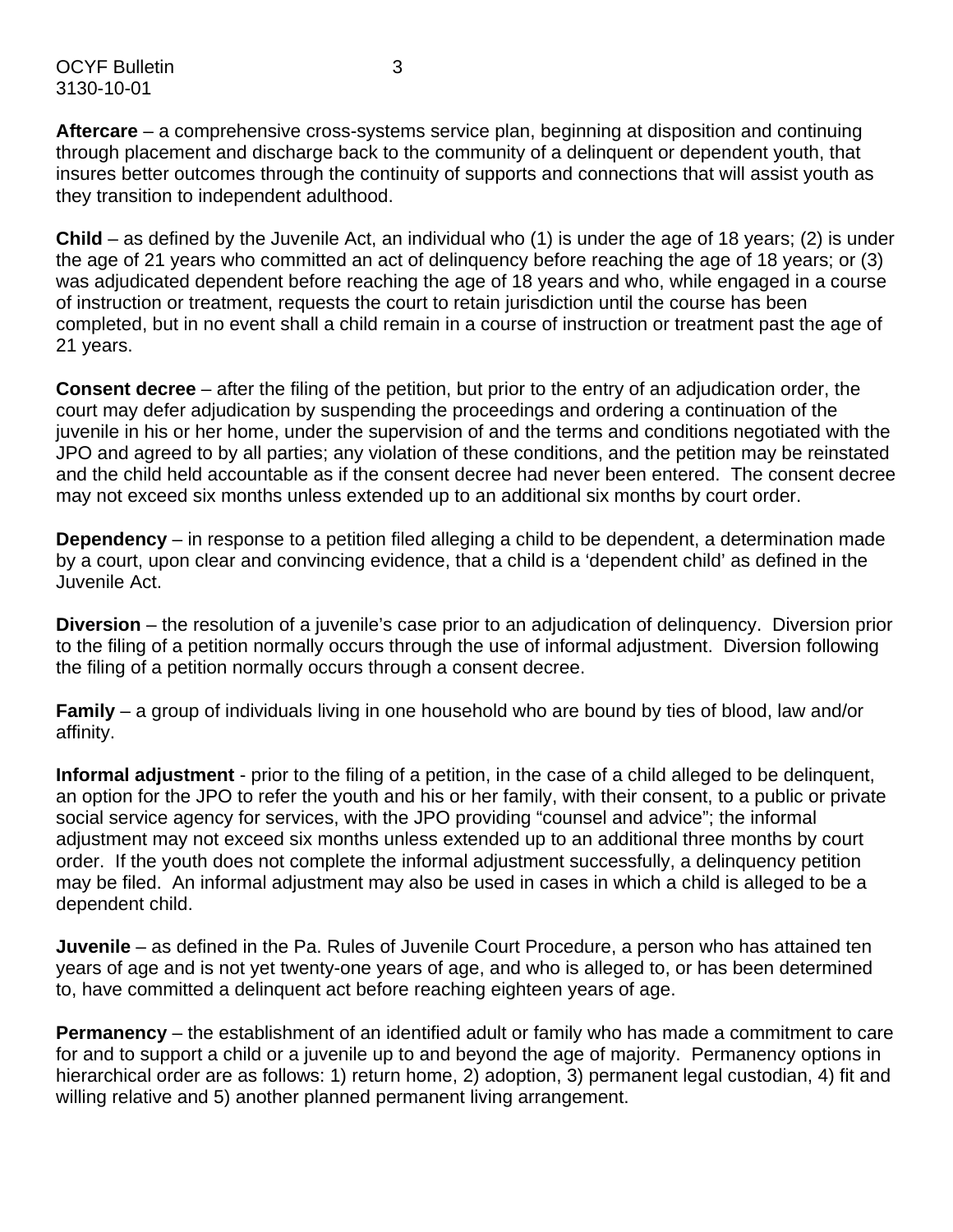**Aftercare** – a comprehensive cross-systems service plan, beginning at disposition and continuing through placement and discharge back to the community of a delinquent or dependent youth, that insures better outcomes through the continuity of supports and connections that will assist youth as they transition to independent adulthood.

**Child** – as defined by the Juvenile Act, an individual who (1) is under the age of 18 years; (2) is under the age of 21 years who committed an act of delinquency before reaching the age of 18 years; or (3) was adjudicated dependent before reaching the age of 18 years and who, while engaged in a course of instruction or treatment, requests the court to retain jurisdiction until the course has been completed, but in no event shall a child remain in a course of instruction or treatment past the age of 21 years.

**Consent decree** – after the filing of the petition, but prior to the entry of an adjudication order, the court may defer adjudication by suspending the proceedings and ordering a continuation of the juvenile in his or her home, under the supervision of and the terms and conditions negotiated with the JPO and agreed to by all parties; any violation of these conditions, and the petition may be reinstated and the child held accountable as if the consent decree had never been entered. The consent decree may not exceed six months unless extended up to an additional six months by court order.

**Dependency** – in response to a petition filed alleging a child to be dependent, a determination made by a court, upon clear and convincing evidence, that a child is a 'dependent child' as defined in the Juvenile Act.

**Diversion** – the resolution of a juvenile's case prior to an adjudication of delinquency. Diversion prior to the filing of a petition normally occurs through the use of informal adjustment. Diversion following the filing of a petition normally occurs through a consent decree.

**Family** – a group of individuals living in one household who are bound by ties of blood, law and/or affinity.

**Informal adjustment** - prior to the filing of a petition, in the case of a child alleged to be delinquent, an option for the JPO to refer the youth and his or her family, with their consent, to a public or private social service agency for services, with the JPO providing "counsel and advice"; the informal adjustment may not exceed six months unless extended up to an additional three months by court order. If the youth does not complete the informal adjustment successfully, a delinquency petition may be filed. An informal adjustment may also be used in cases in which a child is alleged to be a dependent child.

**Juvenile** – as defined in the Pa. Rules of Juvenile Court Procedure, a person who has attained ten years of age and is not yet twenty-one years of age, and who is alleged to, or has been determined to, have committed a delinquent act before reaching eighteen years of age.

**Permanency** – the establishment of an identified adult or family who has made a commitment to care for and to support a child or a juvenile up to and beyond the age of majority. Permanency options in hierarchical order are as follows: 1) return home, 2) adoption, 3) permanent legal custodian, 4) fit and willing relative and 5) another planned permanent living arrangement.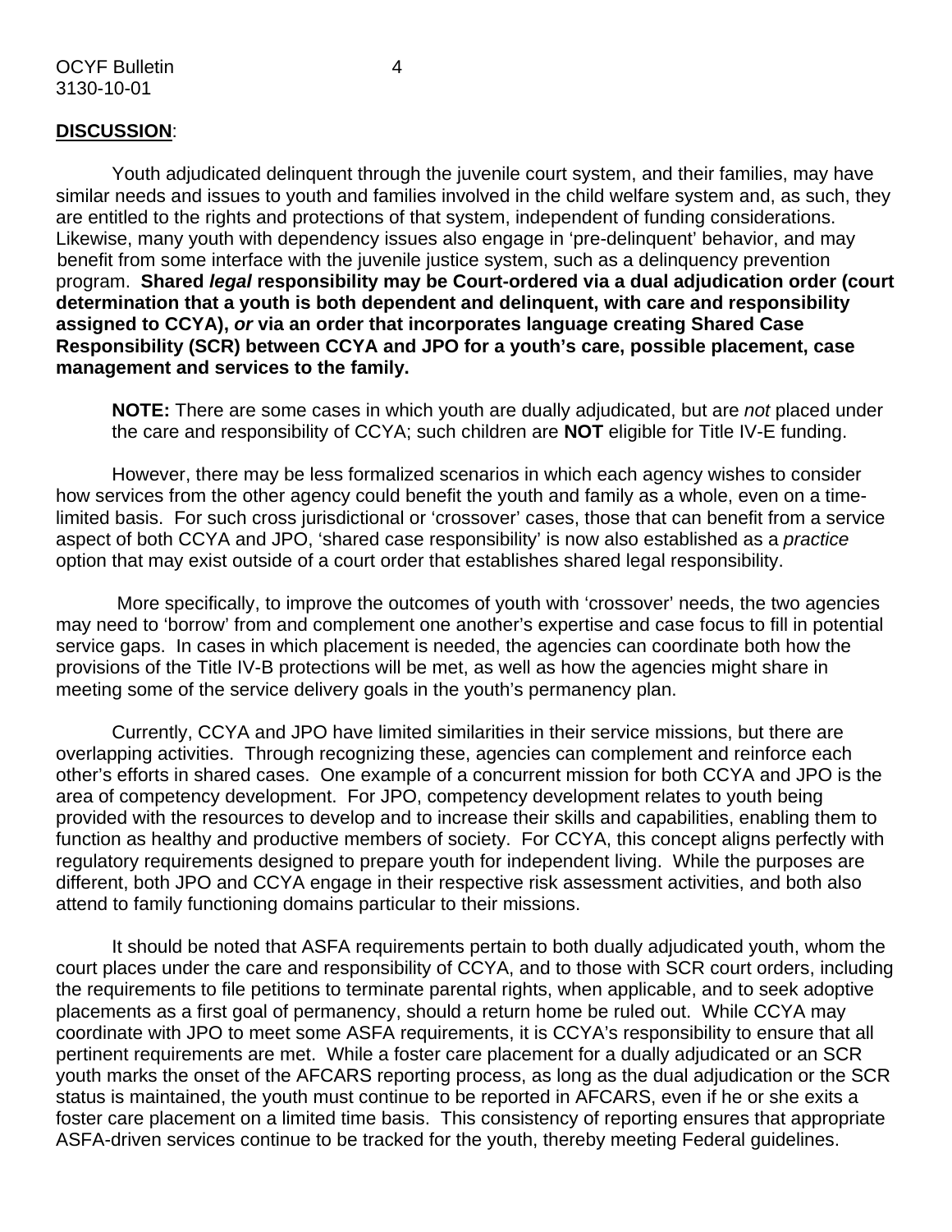**DISCUSSION**:

Youth adjudicated delinquent through the juvenile court system, and their families, may have similar needs and issues to youth and families involved in the child welfare system and, as such, they are entitled to the rights and protections of that system, independent of funding considerations. Likewise, many youth with dependency issues also engage in 'pre-delinquent' behavior, and may benefit from some interface with the juvenile justice system, such as a delinquency prevention program. **Shared *legal* responsibility may be Court-ordered via a dual adjudication order (court determination that a youth is both dependent and delinquent, with care and responsibility assigned to CCYA), *or* via an order that incorporates language creating Shared Case Responsibility (SCR) between CCYA and JPO for a youth's care, possible placement, case management and services to the family.**

> **NOTE:** There are some cases in which youth are dually adjudicated, but are *not* placed under the care and responsibility of CCYA; such children are **NOT** eligible for Title IV-E funding.

However, there may be less formalized scenarios in which each agency wishes to consider how services from the other agency could benefit the youth and family as a whole, even on a time-limited basis. For such cross jurisdictional or 'crossover' cases, those that can benefit from a service aspect of both CCYA and JPO, 'shared case responsibility' is now also established as a *practice* option that may exist outside of a court order that establishes shared legal responsibility.

More specifically, to improve the outcomes of youth with 'crossover' needs, the two agencies may need to 'borrow' from and complement one another's expertise and case focus to fill in potential service gaps. In cases in which placement is needed, the agencies can coordinate both how the provisions of the Title IV-B protections will be met, as well as how the agencies might share in meeting some of the service delivery goals in the youth's permanency plan.

Currently, CCYA and JPO have limited similarities in their service missions, but there are overlapping activities. Through recognizing these, agencies can complement and reinforce each other's efforts in shared cases. One example of a concurrent mission for both CCYA and JPO is the area of competency development. For JPO, competency development relates to youth being provided with the resources to develop and to increase their skills and capabilities, enabling them to function as healthy and productive members of society. For CCYA, this concept aligns perfectly with regulatory requirements designed to prepare youth for independent living. While the purposes are different, both JPO and CCYA engage in their respective risk assessment activities, and both also attend to family functioning domains particular to their missions.

It should be noted that ASFA requirements pertain to both dually adjudicated youth, whom the court places under the care and responsibility of CCYA, and to those with SCR court orders, including the requirements to file petitions to terminate parental rights, when applicable, and to seek adoptive placements as a first goal of permanency, should a return home be ruled out. While CCYA may coordinate with JPO to meet some ASFA requirements, it is CCYA's responsibility to ensure that all pertinent requirements are met. While a foster care placement for a dually adjudicated or an SCR youth marks the onset of the AFCARS reporting process, as long as the dual adjudication or the SCR status is maintained, the youth must continue to be reported in AFCARS, even if he or she exits a foster care placement on a limited time basis. This consistency of reporting ensures that appropriate ASFA-driven services continue to be tracked for the youth, thereby meeting Federal guidelines.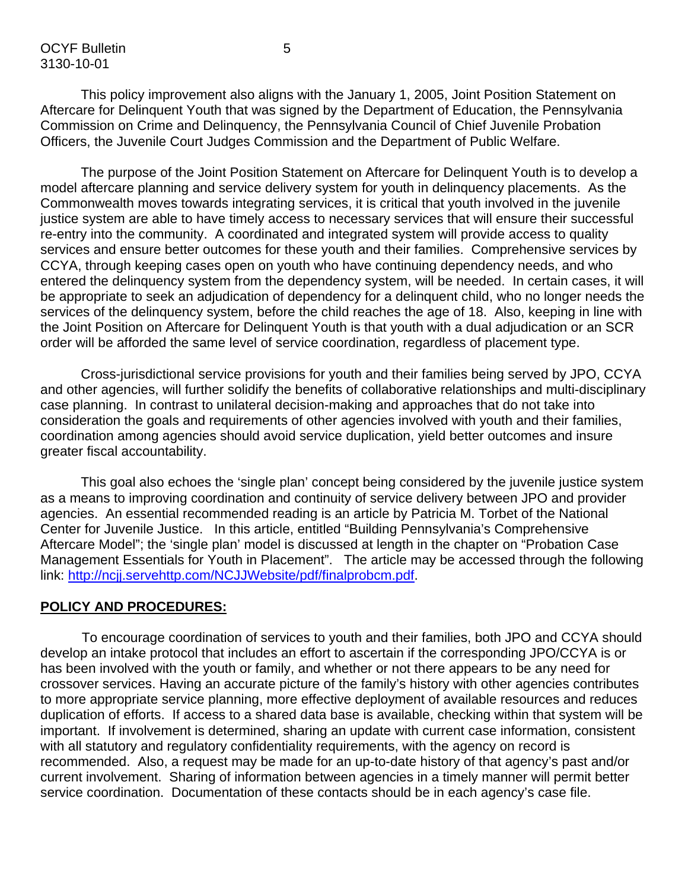This policy improvement also aligns with the January 1, 2005, Joint Position Statement on Aftercare for Delinquent Youth that was signed by the Department of Education, the Pennsylvania Commission on Crime and Delinquency, the Pennsylvania Council of Chief Juvenile Probation Officers, the Juvenile Court Judges Commission and the Department of Public Welfare.

The purpose of the Joint Position Statement on Aftercare for Delinquent Youth is to develop a model aftercare planning and service delivery system for youth in delinquency placements. As the Commonwealth moves towards integrating services, it is critical that youth involved in the juvenile justice system are able to have timely access to necessary services that will ensure their successful re-entry into the community. A coordinated and integrated system will provide access to quality services and ensure better outcomes for these youth and their families. Comprehensive services by CCYA, through keeping cases open on youth who have continuing dependency needs, and who entered the delinquency system from the dependency system, will be needed. In certain cases, it will be appropriate to seek an adjudication of dependency for a delinquent child, who no longer needs the services of the delinquency system, before the child reaches the age of 18. Also, keeping in line with the Joint Position on Aftercare for Delinquent Youth is that youth with a dual adjudication or an SCR order will be afforded the same level of service coordination, regardless of placement type.

Cross-jurisdictional service provisions for youth and their families being served by JPO, CCYA and other agencies, will further solidify the benefits of collaborative relationships and multi-disciplinary case planning. In contrast to unilateral decision-making and approaches that do not take into consideration the goals and requirements of other agencies involved with youth and their families, coordination among agencies should avoid service duplication, yield better outcomes and insure greater fiscal accountability.

This goal also echoes the 'single plan' concept being considered by the juvenile justice system as a means to improving coordination and continuity of service delivery between JPO and provider agencies. An essential recommended reading is an article by Patricia M. Torbet of the National Center for Juvenile Justice. In this article, entitled "Building Pennsylvania's Comprehensive Aftercare Model"; the 'single plan' model is discussed at length in the chapter on "Probation Case Management Essentials for Youth in Placement". The article may be accessed through the following link: [http://ncjj.servehttp.com/NCJJWebsite/pdf/finalprobcm.pdf](http://ncjj.servehttp.com/NCJJWebsite/pdf/finalprobcm.pdf).

## POLICY AND PROCEDURES:

To encourage coordination of services to youth and their families, both JPO and CCYA should develop an intake protocol that includes an effort to ascertain if the corresponding JPO/CCYA is or has been involved with the youth or family, and whether or not there appears to be any need for crossover services. Having an accurate picture of the family's history with other agencies contributes to more appropriate service planning, more effective deployment of available resources and reduces duplication of efforts. If access to a shared data base is available, checking within that system will be important. If involvement is determined, sharing an update with current case information, consistent with all statutory and regulatory confidentiality requirements, with the agency on record is recommended. Also, a request may be made for an up-to-date history of that agency's past and/or current involvement. Sharing of information between agencies in a timely manner will permit better service coordination. Documentation of these contacts should be in each agency's case file.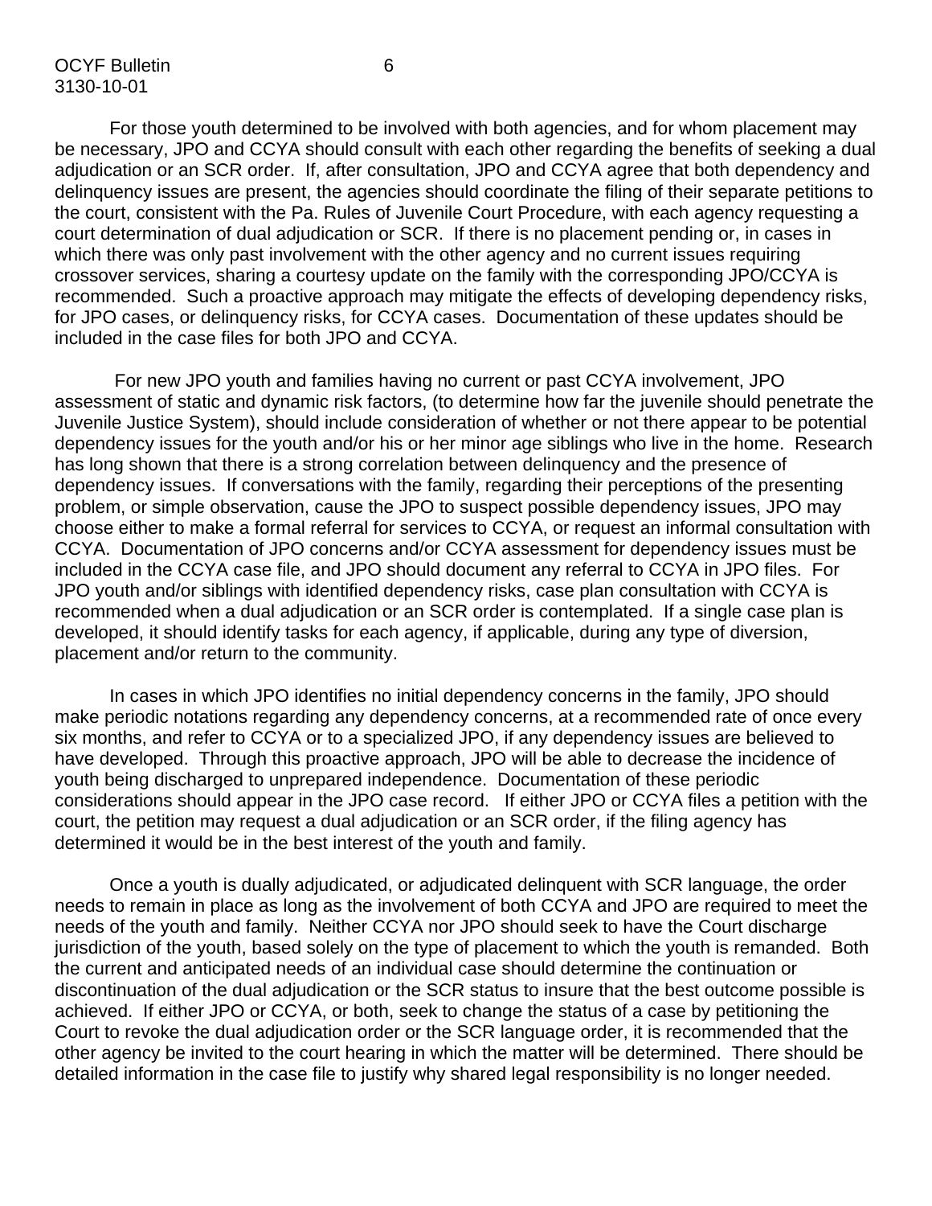For those youth determined to be involved with both agencies, and for whom placement may be necessary, JPO and CCYA should consult with each other regarding the benefits of seeking a dual adjudication or an SCR order. If, after consultation, JPO and CCYA agree that both dependency and delinquency issues are present, the agencies should coordinate the filing of their separate petitions to the court, consistent with the Pa. Rules of Juvenile Court Procedure, with each agency requesting a court determination of dual adjudication or SCR. If there is no placement pending or, in cases in which there was only past involvement with the other agency and no current issues requiring crossover services, sharing a courtesy update on the family with the corresponding JPO/CCYA is recommended. Such a proactive approach may mitigate the effects of developing dependency risks, for JPO cases, or delinquency risks, for CCYA cases. Documentation of these updates should be included in the case files for both JPO and CCYA.

For new JPO youth and families having no current or past CCYA involvement, JPO assessment of static and dynamic risk factors, (to determine how far the juvenile should penetrate the Juvenile Justice System), should include consideration of whether or not there appear to be potential dependency issues for the youth and/or his or her minor age siblings who live in the home. Research has long shown that there is a strong correlation between delinquency and the presence of dependency issues. If conversations with the family, regarding their perceptions of the presenting problem, or simple observation, cause the JPO to suspect possible dependency issues, JPO may choose either to make a formal referral for services to CCYA, or request an informal consultation with CCYA. Documentation of JPO concerns and/or CCYA assessment for dependency issues must be included in the CCYA case file, and JPO should document any referral to CCYA in JPO files. For JPO youth and/or siblings with identified dependency risks, case plan consultation with CCYA is recommended when a dual adjudication or an SCR order is contemplated. If a single case plan is developed, it should identify tasks for each agency, if applicable, during any type of diversion, placement and/or return to the community.

In cases in which JPO identifies no initial dependency concerns in the family, JPO should make periodic notations regarding any dependency concerns, at a recommended rate of once every six months, and refer to CCYA or to a specialized JPO, if any dependency issues are believed to have developed. Through this proactive approach, JPO will be able to decrease the incidence of youth being discharged to unprepared independence. Documentation of these periodic considerations should appear in the JPO case record. If either JPO or CCYA files a petition with the court, the petition may request a dual adjudication or an SCR order, if the filing agency has determined it would be in the best interest of the youth and family.

Once a youth is dually adjudicated, or adjudicated delinquent with SCR language, the order needs to remain in place as long as the involvement of both CCYA and JPO are required to meet the needs of the youth and family. Neither CCYA nor JPO should seek to have the Court discharge jurisdiction of the youth, based solely on the type of placement to which the youth is remanded. Both the current and anticipated needs of an individual case should determine the continuation or discontinuation of the dual adjudication or the SCR status to insure that the best outcome possible is achieved. If either JPO or CCYA, or both, seek to change the status of a case by petitioning the Court to revoke the dual adjudication order or the SCR language order, it is recommended that the other agency be invited to the court hearing in which the matter will be determined. There should be detailed information in the case file to justify why shared legal responsibility is no longer needed.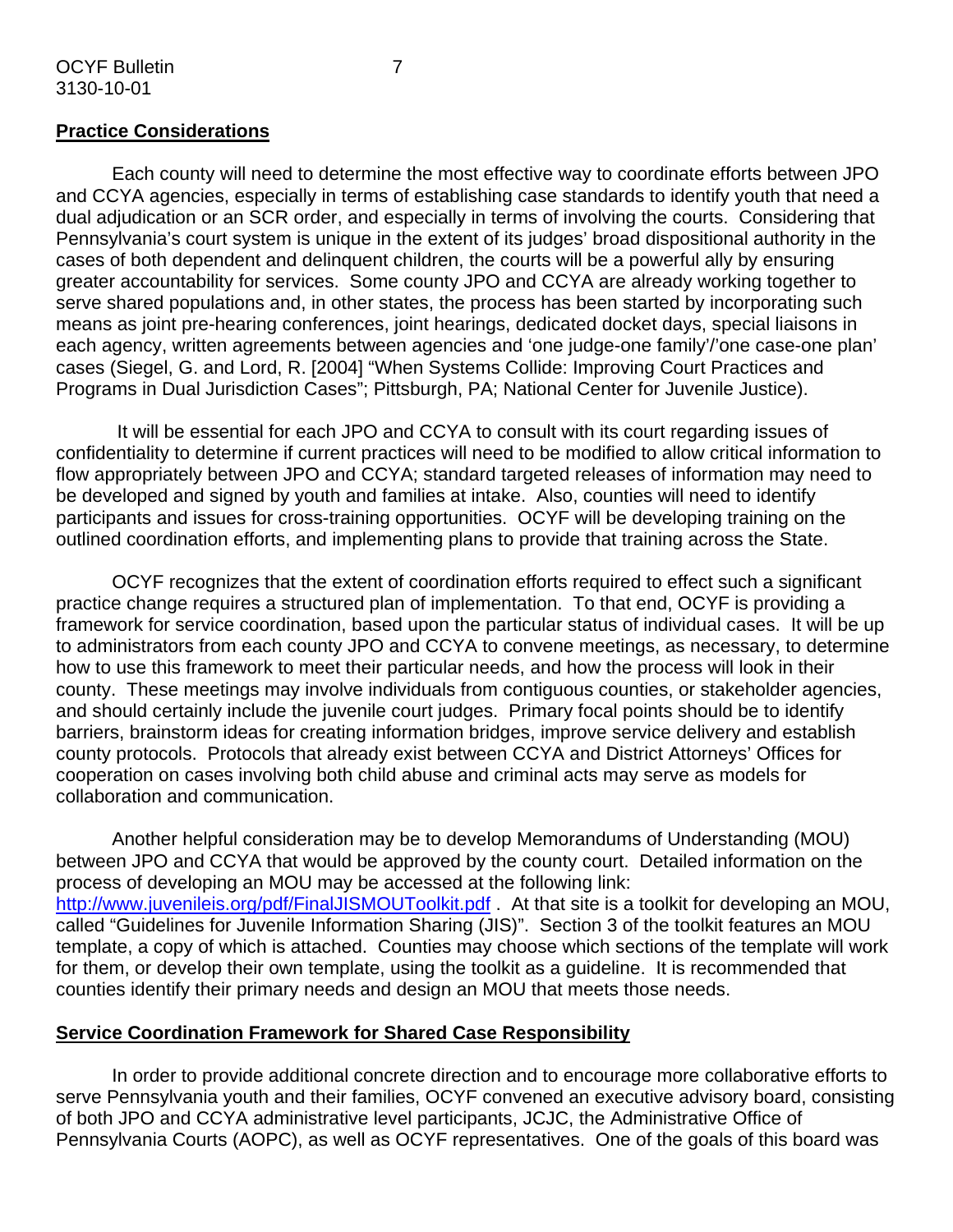## Practice Considerations

Each county will need to determine the most effective way to coordinate efforts between JPO and CCYA agencies, especially in terms of establishing case standards to identify youth that need a dual adjudication or an SCR order, and especially in terms of involving the courts. Considering that Pennsylvania's court system is unique in the extent of its judges' broad dispositional authority in the cases of both dependent and delinquent children, the courts will be a powerful ally by ensuring greater accountability for services. Some county JPO and CCYA are already working together to serve shared populations and, in other states, the process has been started by incorporating such means as joint pre-hearing conferences, joint hearings, dedicated docket days, special liaisons in each agency, written agreements between agencies and 'one judge-one family'/'one case-one plan' cases (Siegel, G. and Lord, R. [2004] "When Systems Collide: Improving Court Practices and Programs in Dual Jurisdiction Cases"; Pittsburgh, PA; National Center for Juvenile Justice).

It will be essential for each JPO and CCYA to consult with its court regarding issues of confidentiality to determine if current practices will need to be modified to allow critical information to flow appropriately between JPO and CCYA; standard targeted releases of information may need to be developed and signed by youth and families at intake. Also, counties will need to identify participants and issues for cross-training opportunities. OCYF will be developing training on the outlined coordination efforts, and implementing plans to provide that training across the State.

OCYF recognizes that the extent of coordination efforts required to effect such a significant practice change requires a structured plan of implementation. To that end, OCYF is providing a framework for service coordination, based upon the particular status of individual cases. It will be up to administrators from each county JPO and CCYA to convene meetings, as necessary, to determine how to use this framework to meet their particular needs, and how the process will look in their county. These meetings may involve individuals from contiguous counties, or stakeholder agencies, and should certainly include the juvenile court judges. Primary focal points should be to identify barriers, brainstorm ideas for creating information bridges, improve service delivery and establish county protocols. Protocols that already exist between CCYA and District Attorneys' Offices for cooperation on cases involving both child abuse and criminal acts may serve as models for collaboration and communication.

Another helpful consideration may be to develop Memorandums of Understanding (MOU) between JPO and CCYA that would be approved by the county court. Detailed information on the process of developing an MOU may be accessed at the following link: http://www.juvenileis.org/pdf/FinalJISMOUToolkit.pdf . At that site is a toolkit for developing an MOU, called "Guidelines for Juvenile Information Sharing (JIS)". Section 3 of the toolkit features an MOU template, a copy of which is attached. Counties may choose which sections of the template will work for them, or develop their own template, using the toolkit as a guideline. It is recommended that counties identify their primary needs and design an MOU that meets those needs.

## Service Coordination Framework for Shared Case Responsibility

In order to provide additional concrete direction and to encourage more collaborative efforts to serve Pennsylvania youth and their families, OCYF convened an executive advisory board, consisting of both JPO and CCYA administrative level participants, JCJC, the Administrative Office of Pennsylvania Courts (AOPC), as well as OCYF representatives. One of the goals of this board was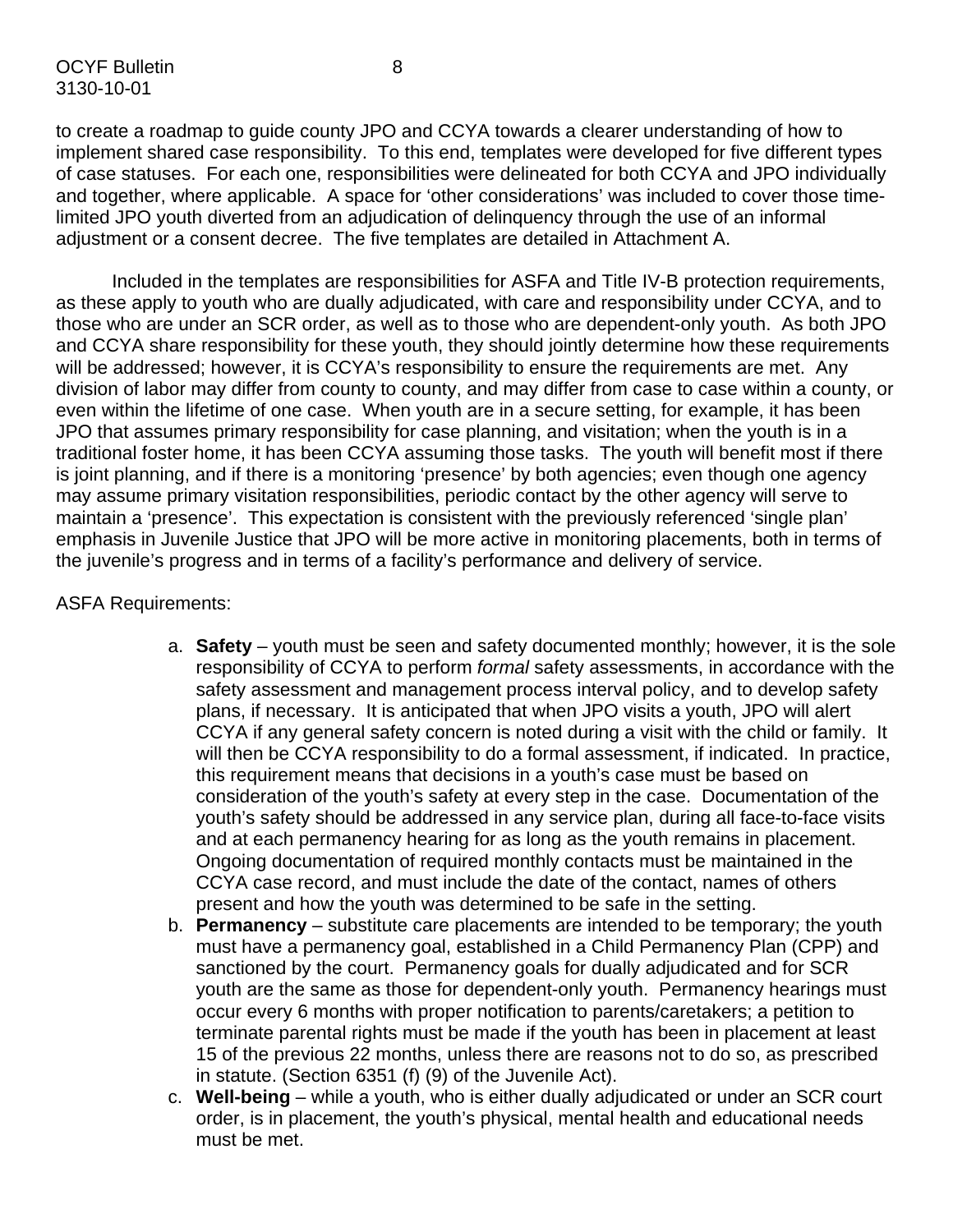to create a roadmap to guide county JPO and CCYA towards a clearer understanding of how to implement shared case responsibility. To this end, templates were developed for five different types of case statuses. For each one, responsibilities were delineated for both CCYA and JPO individually and together, where applicable. A space for 'other considerations' was included to cover those time-limited JPO youth diverted from an adjudication of delinquency through the use of an informal adjustment or a consent decree. The five templates are detailed in Attachment A.

Included in the templates are responsibilities for ASFA and Title IV-B protection requirements, as these apply to youth who are dually adjudicated, with care and responsibility under CCYA, and to those who are under an SCR order, as well as to those who are dependent-only youth. As both JPO and CCYA share responsibility for these youth, they should jointly determine how these requirements will be addressed; however, it is CCYA's responsibility to ensure the requirements are met. Any division of labor may differ from county to county, and may differ from case to case within a county, or even within the lifetime of one case. When youth are in a secure setting, for example, it has been JPO that assumes primary responsibility for case planning, and visitation; when the youth is in a traditional foster home, it has been CCYA assuming those tasks. The youth will benefit most if there is joint planning, and if there is a monitoring 'presence' by both agencies; even though one agency may assume primary visitation responsibilities, periodic contact by the other agency will serve to maintain a 'presence'. This expectation is consistent with the previously referenced 'single plan' emphasis in Juvenile Justice that JPO will be more active in monitoring placements, both in terms of the juvenile's progress and in terms of a facility's performance and delivery of service.

ASFA Requirements:

a. **Safety** – youth must be seen and safety documented monthly; however, it is the sole responsibility of CCYA to perform *formal* safety assessments, in accordance with the safety assessment and management process interval policy, and to develop safety plans, if necessary. It is anticipated that when JPO visits a youth, JPO will alert CCYA if any general safety concern is noted during a visit with the child or family. It will then be CCYA responsibility to do a formal assessment, if indicated. In practice, this requirement means that decisions in a youth's case must be based on consideration of the youth's safety at every step in the case. Documentation of the youth's safety should be addressed in any service plan, during all face-to-face visits and at each permanency hearing for as long as the youth remains in placement. Ongoing documentation of required monthly contacts must be maintained in the CCYA case record, and must include the date of the contact, names of others present and how the youth was determined to be safe in the setting.
b. **Permanency** – substitute care placements are intended to be temporary; the youth must have a permanency goal, established in a Child Permanency Plan (CPP) and sanctioned by the court. Permanency goals for dually adjudicated and for SCR youth are the same as those for dependent-only youth. Permanency hearings must occur every 6 months with proper notification to parents/caretakers; a petition to terminate parental rights must be made if the youth has been in placement at least 15 of the previous 22 months, unless there are reasons not to do so, as prescribed in statute. (Section 6351 (f) (9) of the Juvenile Act).
c. **Well-being** – while a youth, who is either dually adjudicated or under an SCR court order, is in placement, the youth's physical, mental health and educational needs must be met.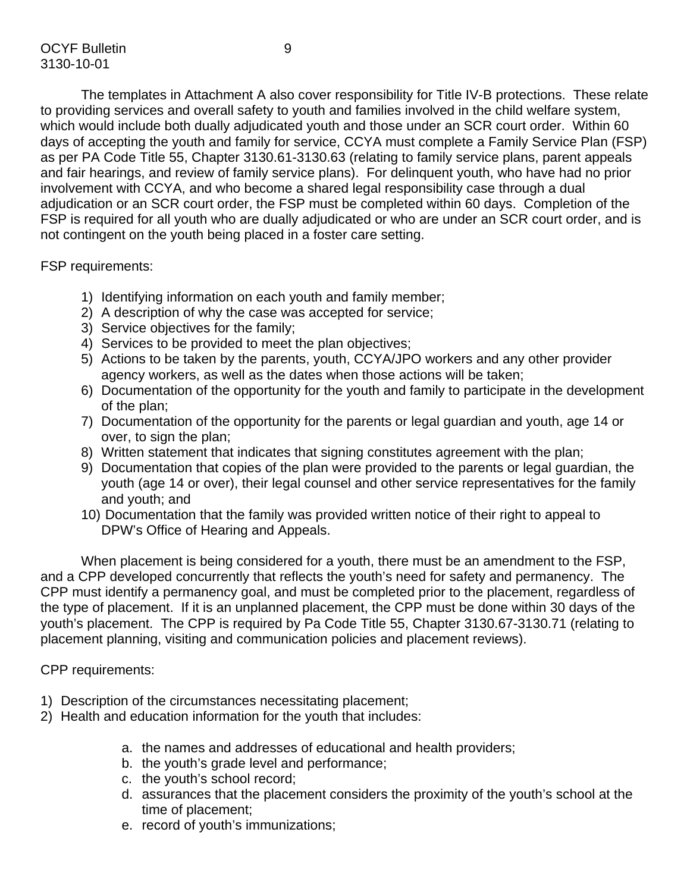The templates in Attachment A also cover responsibility for Title IV-B protections. These relate to providing services and overall safety to youth and families involved in the child welfare system, which would include both dually adjudicated youth and those under an SCR court order. Within 60 days of accepting the youth and family for service, CCYA must complete a Family Service Plan (FSP) as per PA Code Title 55, Chapter 3130.61-3130.63 (relating to family service plans, parent appeals and fair hearings, and review of family service plans). For delinquent youth, who have had no prior involvement with CCYA, and who become a shared legal responsibility case through a dual adjudication or an SCR court order, the FSP must be completed within 60 days. Completion of the FSP is required for all youth who are dually adjudicated or who are under an SCR court order, and is not contingent on the youth being placed in a foster care setting.

FSP requirements:

1) Identifying information on each youth and family member;
2) A description of why the case was accepted for service;
3) Service objectives for the family;
4) Services to be provided to meet the plan objectives;
5) Actions to be taken by the parents, youth, CCYA/JPO workers and any other provider agency workers, as well as the dates when those actions will be taken;
6) Documentation of the opportunity for the youth and family to participate in the development of the plan;
7) Documentation of the opportunity for the parents or legal guardian and youth, age 14 or over, to sign the plan;
8) Written statement that indicates that signing constitutes agreement with the plan;
9) Documentation that copies of the plan were provided to the parents or legal guardian, the youth (age 14 or over), their legal counsel and other service representatives for the family and youth; and
10) Documentation that the family was provided written notice of their right to appeal to DPW's Office of Hearing and Appeals.

When placement is being considered for a youth, there must be an amendment to the FSP, and a CPP developed concurrently that reflects the youth's need for safety and permanency. The CPP must identify a permanency goal, and must be completed prior to the placement, regardless of the type of placement. If it is an unplanned placement, the CPP must be done within 30 days of the youth's placement. The CPP is required by Pa Code Title 55, Chapter 3130.67-3130.71 (relating to placement planning, visiting and communication policies and placement reviews).

CPP requirements:

1) Description of the circumstances necessitating placement;
2) Health and education information for the youth that includes:

    a. the names and addresses of educational and health providers;
    b. the youth's grade level and performance;
    c. the youth's school record;
    d. assurances that the placement considers the proximity of the youth's school at the time of placement;
    e. record of youth's immunizations;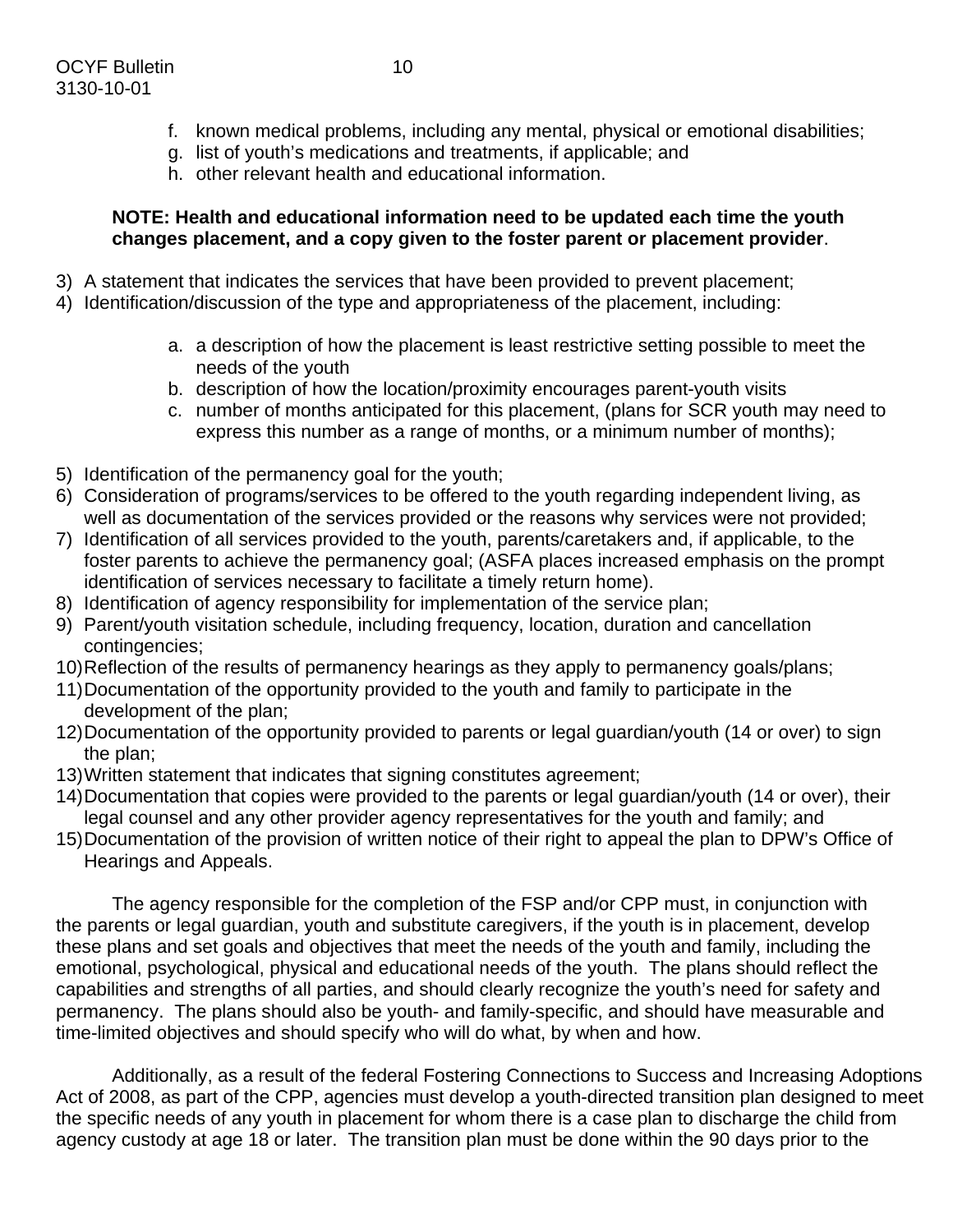f. known medical problems, including any mental, physical or emotional disabilities;
   g. list of youth's medications and treatments, if applicable; and
   h. other relevant health and educational information.

   **NOTE: Health and educational information need to be updated each time the youth changes placement, and a copy given to the foster parent or placement provider**.

3) A statement that indicates the services that have been provided to prevent placement;
4) Identification/discussion of the type and appropriateness of the placement, including:

   a. a description of how the placement is least restrictive setting possible to meet the needs of the youth
   b. description of how the location/proximity encourages parent-youth visits
   c. number of months anticipated for this placement, (plans for SCR youth may need to express this number as a range of months, or a minimum number of months);

5) Identification of the permanency goal for the youth;
6) Consideration of programs/services to be offered to the youth regarding independent living, as well as documentation of the services provided or the reasons why services were not provided;
7) Identification of all services provided to the youth, parents/caretakers and, if applicable, to the foster parents to achieve the permanency goal; (ASFA places increased emphasis on the prompt identification of services necessary to facilitate a timely return home).
8) Identification of agency responsibility for implementation of the service plan;
9) Parent/youth visitation schedule, including frequency, location, duration and cancellation contingencies;
10) Reflection of the results of permanency hearings as they apply to permanency goals/plans;
11) Documentation of the opportunity provided to the youth and family to participate in the development of the plan;
12) Documentation of the opportunity provided to parents or legal guardian/youth (14 or over) to sign the plan;
13) Written statement that indicates that signing constitutes agreement;
14) Documentation that copies were provided to the parents or legal guardian/youth (14 or over), their legal counsel and any other provider agency representatives for the youth and family; and
15) Documentation of the provision of written notice of their right to appeal the plan to DPW's Office of Hearings and Appeals.

The agency responsible for the completion of the FSP and/or CPP must, in conjunction with the parents or legal guardian, youth and substitute caregivers, if the youth is in placement, develop these plans and set goals and objectives that meet the needs of the youth and family, including the emotional, psychological, physical and educational needs of the youth. The plans should reflect the capabilities and strengths of all parties, and should clearly recognize the youth's need for safety and permanency. The plans should also be youth- and family-specific, and should have measurable and time-limited objectives and should specify who will do what, by when and how.

Additionally, as a result of the federal Fostering Connections to Success and Increasing Adoptions Act of 2008, as part of the CPP, agencies must develop a youth-directed transition plan designed to meet the specific needs of any youth in placement for whom there is a case plan to discharge the child from agency custody at age 18 or later. The transition plan must be done within the 90 days prior to the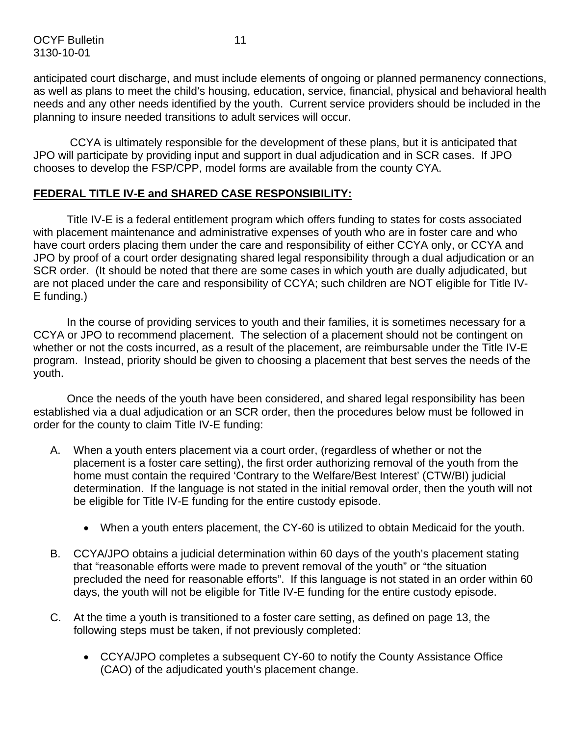anticipated court discharge, and must include elements of ongoing or planned permanency connections, as well as plans to meet the child's housing, education, service, financial, physical and behavioral health needs and any other needs identified by the youth. Current service providers should be included in the planning to insure needed transitions to adult services will occur.

CCYA is ultimately responsible for the development of these plans, but it is anticipated that JPO will participate by providing input and support in dual adjudication and in SCR cases. If JPO chooses to develop the FSP/CPP, model forms are available from the county CYA.

**FEDERAL TITLE IV-E and SHARED CASE RESPONSIBILITY:**

Title IV-E is a federal entitlement program which offers funding to states for costs associated with placement maintenance and administrative expenses of youth who are in foster care and who have court orders placing them under the care and responsibility of either CCYA only, or CCYA and JPO by proof of a court order designating shared legal responsibility through a dual adjudication or an SCR order. (It should be noted that there are some cases in which youth are dually adjudicated, but are not placed under the care and responsibility of CCYA; such children are NOT eligible for Title IV-E funding.)

In the course of providing services to youth and their families, it is sometimes necessary for a CCYA or JPO to recommend placement. The selection of a placement should not be contingent on whether or not the costs incurred, as a result of the placement, are reimbursable under the Title IV-E program. Instead, priority should be given to choosing a placement that best serves the needs of the youth.

Once the needs of the youth have been considered, and shared legal responsibility has been established via a dual adjudication or an SCR order, then the procedures below must be followed in order for the county to claim Title IV-E funding:

A. When a youth enters placement via a court order, (regardless of whether or not the placement is a foster care setting), the first order authorizing removal of the youth from the home must contain the required 'Contrary to the Welfare/Best Interest' (CTW/BI) judicial determination. If the language is not stated in the initial removal order, then the youth will not be eligible for Title IV-E funding for the entire custody episode.

   - When a youth enters placement, the CY-60 is utilized to obtain Medicaid for the youth.

B. CCYA/JPO obtains a judicial determination within 60 days of the youth's placement stating that "reasonable efforts were made to prevent removal of the youth" or "the situation precluded the need for reasonable efforts". If this language is not stated in an order within 60 days, the youth will not be eligible for Title IV-E funding for the entire custody episode.

C. At the time a youth is transitioned to a foster care setting, as defined on page 13, the following steps must be taken, if not previously completed:

   - CCYA/JPO completes a subsequent CY-60 to notify the County Assistance Office (CAO) of the adjudicated youth's placement change.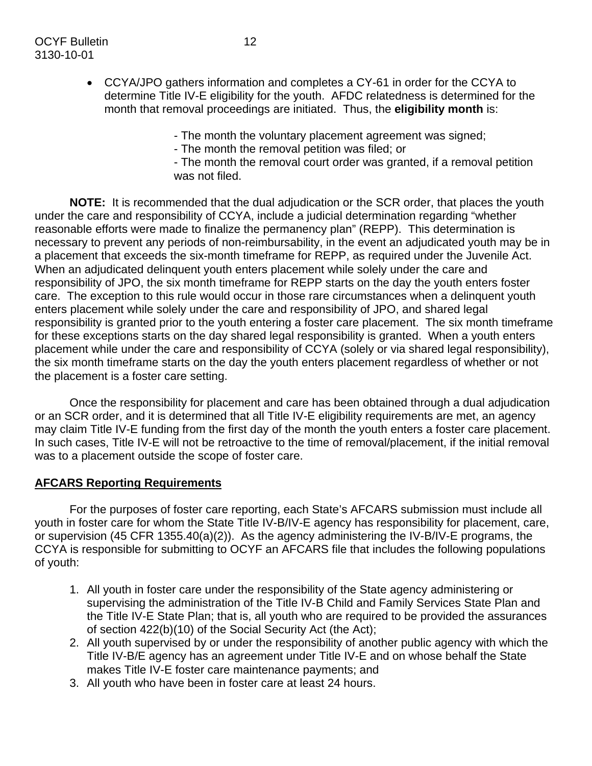- CCYA/JPO gathers information and completes a CY-61 in order for the CCYA to determine Title IV-E eligibility for the youth. AFDC relatedness is determined for the month that removal proceedings are initiated. Thus, the **eligibility month** is:

  - The month the voluntary placement agreement was signed;
  - The month the removal petition was filed; or
  - The month the removal court order was granted, if a removal petition was not filed.

**NOTE:** It is recommended that the dual adjudication or the SCR order, that places the youth under the care and responsibility of CCYA, include a judicial determination regarding "whether reasonable efforts were made to finalize the permanency plan" (REPP). This determination is necessary to prevent any periods of non-reimbursability, in the event an adjudicated youth may be in a placement that exceeds the six-month timeframe for REPP, as required under the Juvenile Act. When an adjudicated delinquent youth enters placement while solely under the care and responsibility of JPO, the six month timeframe for REPP starts on the day the youth enters foster care. The exception to this rule would occur in those rare circumstances when a delinquent youth enters placement while solely under the care and responsibility of JPO, and shared legal responsibility is granted prior to the youth entering a foster care placement. The six month timeframe for these exceptions starts on the day shared legal responsibility is granted. When a youth enters placement while under the care and responsibility of CCYA (solely or via shared legal responsibility), the six month timeframe starts on the day the youth enters placement regardless of whether or not the placement is a foster care setting.

Once the responsibility for placement and care has been obtained through a dual adjudication or an SCR order, and it is determined that all Title IV-E eligibility requirements are met, an agency may claim Title IV-E funding from the first day of the month the youth enters a foster care placement. In such cases, Title IV-E will not be retroactive to the time of removal/placement, if the initial removal was to a placement outside the scope of foster care.

## AFCARS Reporting Requirements

For the purposes of foster care reporting, each State's AFCARS submission must include all youth in foster care for whom the State Title IV-B/IV-E agency has responsibility for placement, care, or supervision (45 CFR 1355.40(a)(2)). As the agency administering the IV-B/IV-E programs, the CCYA is responsible for submitting to OCYF an AFCARS file that includes the following populations of youth:

1. All youth in foster care under the responsibility of the State agency administering or supervising the administration of the Title IV-B Child and Family Services State Plan and the Title IV-E State Plan; that is, all youth who are required to be provided the assurances of section 422(b)(10) of the Social Security Act (the Act);
2. All youth supervised by or under the responsibility of another public agency with which the Title IV-B/E agency has an agreement under Title IV-E and on whose behalf the State makes Title IV-E foster care maintenance payments; and
3. All youth who have been in foster care at least 24 hours.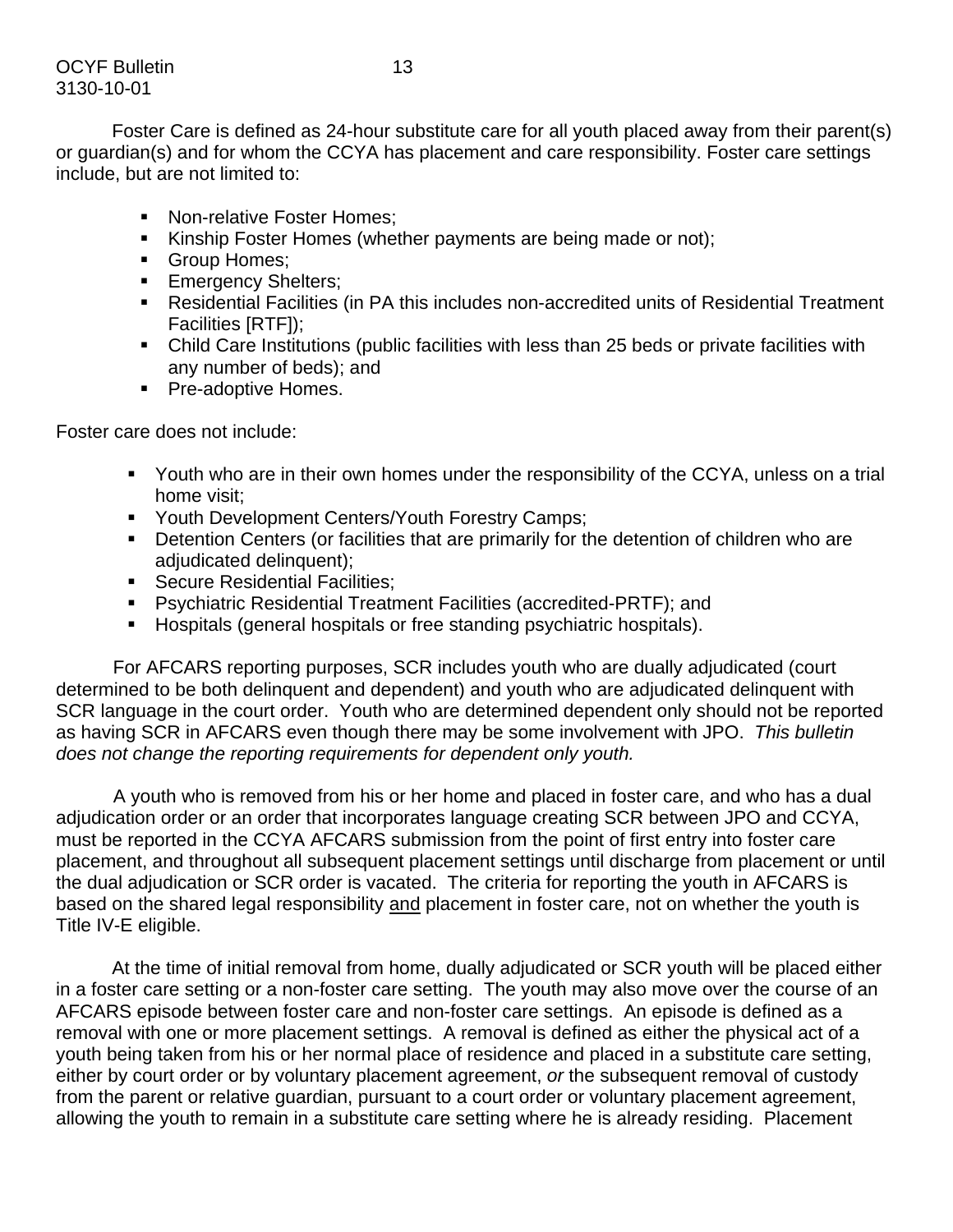Foster Care is defined as 24-hour substitute care for all youth placed away from their parent(s) or guardian(s) and for whom the CCYA has placement and care responsibility. Foster care settings include, but are not limited to:

- Non-relative Foster Homes;
- Kinship Foster Homes (whether payments are being made or not);
- Group Homes;
- Emergency Shelters;
- Residential Facilities (in PA this includes non-accredited units of Residential Treatment Facilities [RTF]);
- Child Care Institutions (public facilities with less than 25 beds or private facilities with any number of beds); and
- Pre-adoptive Homes.

Foster care does not include:

- Youth who are in their own homes under the responsibility of the CCYA, unless on a trial home visit;
- Youth Development Centers/Youth Forestry Camps;
- Detention Centers (or facilities that are primarily for the detention of children who are adjudicated delinquent);
- Secure Residential Facilities;
- Psychiatric Residential Treatment Facilities (accredited-PRTF); and
- Hospitals (general hospitals or free standing psychiatric hospitals).

For AFCARS reporting purposes, SCR includes youth who are dually adjudicated (court determined to be both delinquent and dependent) and youth who are adjudicated delinquent with SCR language in the court order. Youth who are determined dependent only should not be reported as having SCR in AFCARS even though there may be some involvement with JPO. *This bulletin does not change the reporting requirements for dependent only youth.*

A youth who is removed from his or her home and placed in foster care, and who has a dual adjudication order or an order that incorporates language creating SCR between JPO and CCYA, must be reported in the CCYA AFCARS submission from the point of first entry into foster care placement, and throughout all subsequent placement settings until discharge from placement or until the dual adjudication or SCR order is vacated. The criteria for reporting the youth in AFCARS is based on the shared legal responsibility and placement in foster care, not on whether the youth is Title IV-E eligible.

At the time of initial removal from home, dually adjudicated or SCR youth will be placed either in a foster care setting or a non-foster care setting. The youth may also move over the course of an AFCARS episode between foster care and non-foster care settings. An episode is defined as a removal with one or more placement settings. A removal is defined as either the physical act of a youth being taken from his or her normal place of residence and placed in a substitute care setting, either by court order or by voluntary placement agreement, *or* the subsequent removal of custody from the parent or relative guardian, pursuant to a court order or voluntary placement agreement, allowing the youth to remain in a substitute care setting where he is already residing. Placement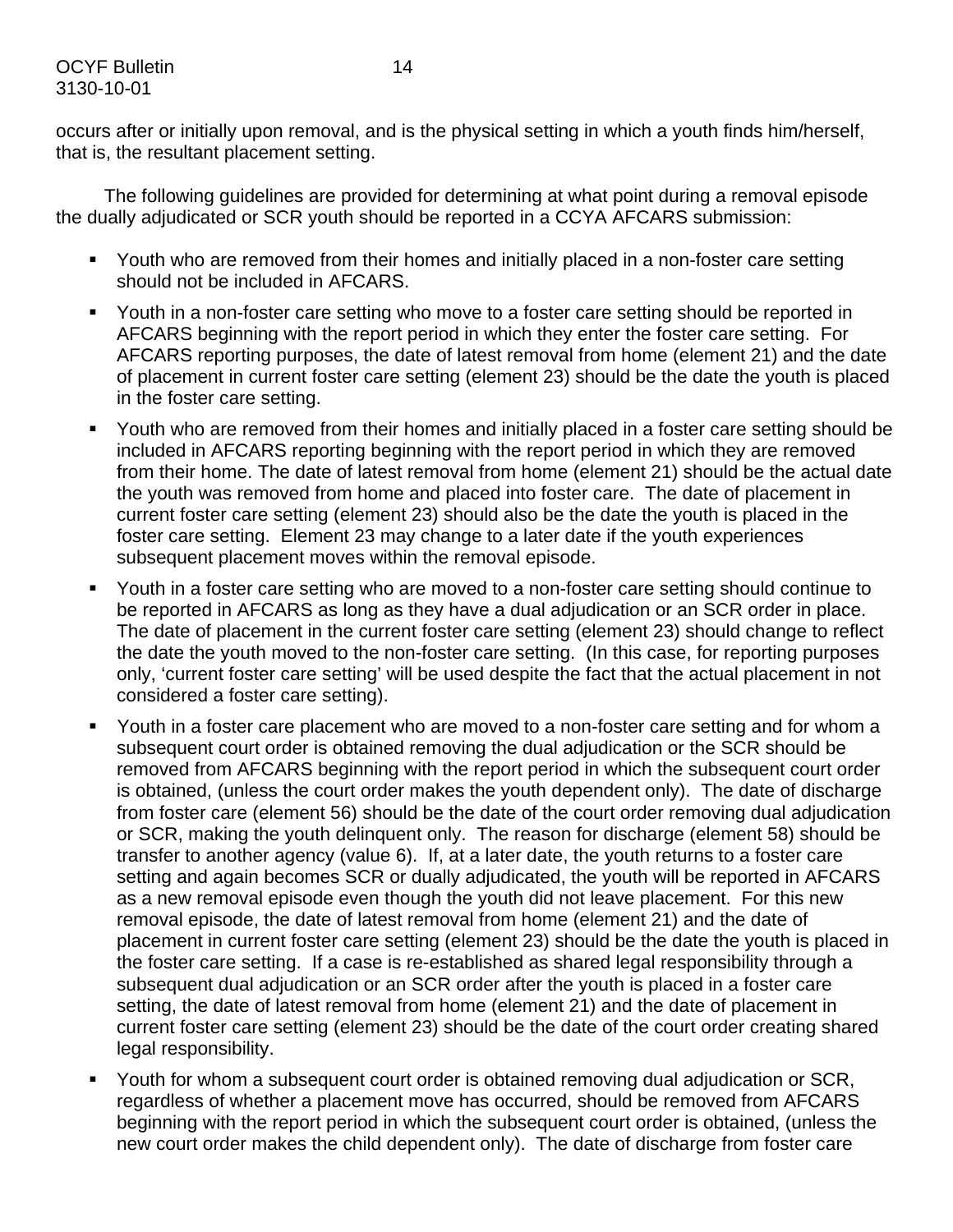occurs after or initially upon removal, and is the physical setting in which a youth finds him/herself, that is, the resultant placement setting.

The following guidelines are provided for determining at what point during a removal episode the dually adjudicated or SCR youth should be reported in a CCYA AFCARS submission:

- Youth who are removed from their homes and initially placed in a non-foster care setting should not be included in AFCARS.
- Youth in a non-foster care setting who move to a foster care setting should be reported in AFCARS beginning with the report period in which they enter the foster care setting. For AFCARS reporting purposes, the date of latest removal from home (element 21) and the date of placement in current foster care setting (element 23) should be the date the youth is placed in the foster care setting.
- Youth who are removed from their homes and initially placed in a foster care setting should be included in AFCARS reporting beginning with the report period in which they are removed from their home. The date of latest removal from home (element 21) should be the actual date the youth was removed from home and placed into foster care. The date of placement in current foster care setting (element 23) should also be the date the youth is placed in the foster care setting. Element 23 may change to a later date if the youth experiences subsequent placement moves within the removal episode.
- Youth in a foster care setting who are moved to a non-foster care setting should continue to be reported in AFCARS as long as they have a dual adjudication or an SCR order in place. The date of placement in the current foster care setting (element 23) should change to reflect the date the youth moved to the non-foster care setting. (In this case, for reporting purposes only, 'current foster care setting' will be used despite the fact that the actual placement in not considered a foster care setting).
- Youth in a foster care placement who are moved to a non-foster care setting and for whom a subsequent court order is obtained removing the dual adjudication or the SCR should be removed from AFCARS beginning with the report period in which the subsequent court order is obtained, (unless the court order makes the youth dependent only). The date of discharge from foster care (element 56) should be the date of the court order removing dual adjudication or SCR, making the youth delinquent only. The reason for discharge (element 58) should be transfer to another agency (value 6). If, at a later date, the youth returns to a foster care setting and again becomes SCR or dually adjudicated, the youth will be reported in AFCARS as a new removal episode even though the youth did not leave placement. For this new removal episode, the date of latest removal from home (element 21) and the date of placement in current foster care setting (element 23) should be the date the youth is placed in the foster care setting. If a case is re-established as shared legal responsibility through a subsequent dual adjudication or an SCR order after the youth is placed in a foster care setting, the date of latest removal from home (element 21) and the date of placement in current foster care setting (element 23) should be the date of the court order creating shared legal responsibility.
- Youth for whom a subsequent court order is obtained removing dual adjudication or SCR, regardless of whether a placement move has occurred, should be removed from AFCARS beginning with the report period in which the subsequent court order is obtained, (unless the new court order makes the child dependent only). The date of discharge from foster care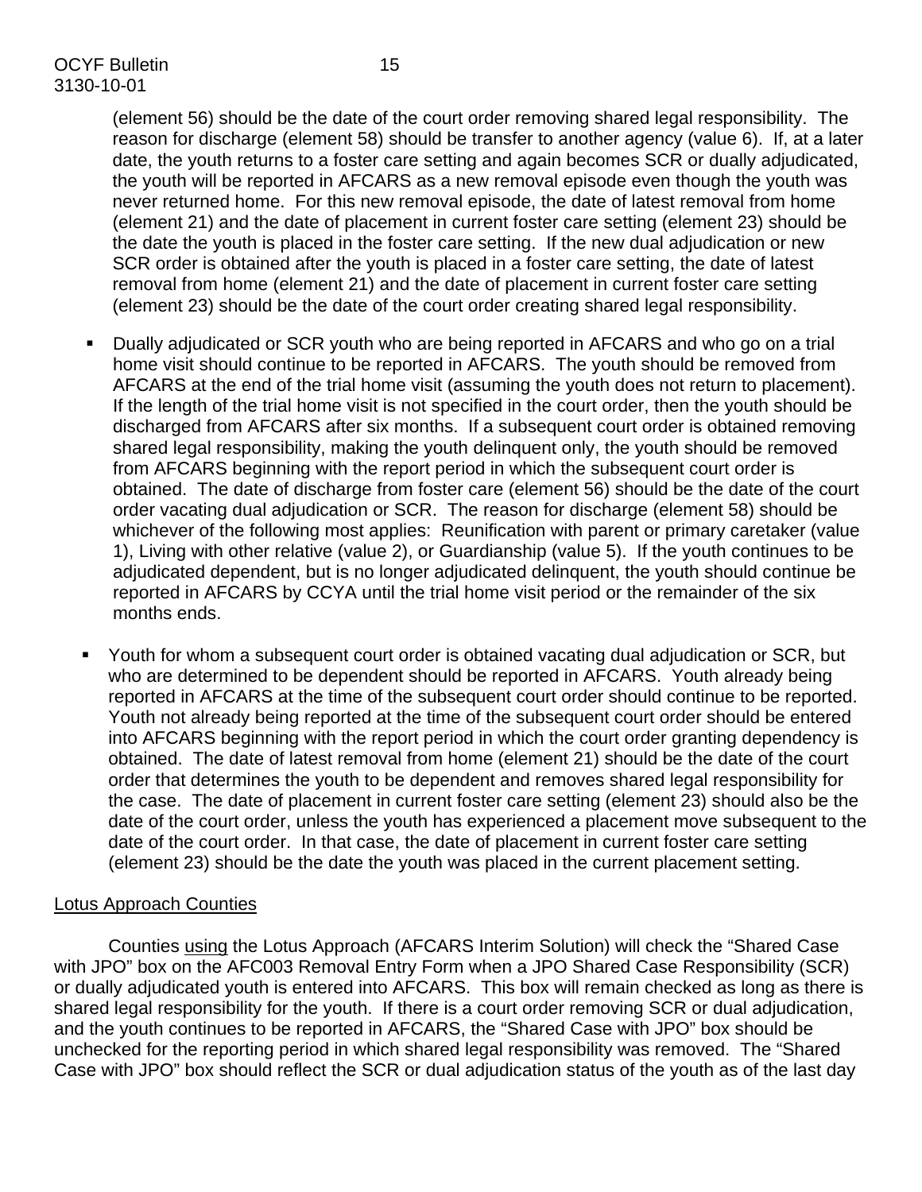(element 56) should be the date of the court order removing shared legal responsibility. The reason for discharge (element 58) should be transfer to another agency (value 6). If, at a later date, the youth returns to a foster care setting and again becomes SCR or dually adjudicated, the youth will be reported in AFCARS as a new removal episode even though the youth was never returned home. For this new removal episode, the date of latest removal from home (element 21) and the date of placement in current foster care setting (element 23) should be the date the youth is placed in the foster care setting. If the new dual adjudication or new SCR order is obtained after the youth is placed in a foster care setting, the date of latest removal from home (element 21) and the date of placement in current foster care setting (element 23) should be the date of the court order creating shared legal responsibility.

- Dually adjudicated or SCR youth who are being reported in AFCARS and who go on a trial home visit should continue to be reported in AFCARS. The youth should be removed from AFCARS at the end of the trial home visit (assuming the youth does not return to placement). If the length of the trial home visit is not specified in the court order, then the youth should be discharged from AFCARS after six months. If a subsequent court order is obtained removing shared legal responsibility, making the youth delinquent only, the youth should be removed from AFCARS beginning with the report period in which the subsequent court order is obtained. The date of discharge from foster care (element 56) should be the date of the court order vacating dual adjudication or SCR. The reason for discharge (element 58) should be whichever of the following most applies: Reunification with parent or primary caretaker (value 1), Living with other relative (value 2), or Guardianship (value 5). If the youth continues to be adjudicated dependent, but is no longer adjudicated delinquent, the youth should continue be reported in AFCARS by CCYA until the trial home visit period or the remainder of the six months ends.

- Youth for whom a subsequent court order is obtained vacating dual adjudication or SCR, but who are determined to be dependent should be reported in AFCARS. Youth already being reported in AFCARS at the time of the subsequent court order should continue to be reported. Youth not already being reported at the time of the subsequent court order should be entered into AFCARS beginning with the report period in which the court order granting dependency is obtained. The date of latest removal from home (element 21) should be the date of the court order that determines the youth to be dependent and removes shared legal responsibility for the case. The date of placement in current foster care setting (element 23) should also be the date of the court order, unless the youth has experienced a placement move subsequent to the date of the court order. In that case, the date of placement in current foster care setting (element 23) should be the date the youth was placed in the current placement setting.

Lotus Approach Counties

Counties using the Lotus Approach (AFCARS Interim Solution) will check the "Shared Case with JPO" box on the AFC003 Removal Entry Form when a JPO Shared Case Responsibility (SCR) or dually adjudicated youth is entered into AFCARS. This box will remain checked as long as there is shared legal responsibility for the youth. If there is a court order removing SCR or dual adjudication, and the youth continues to be reported in AFCARS, the "Shared Case with JPO" box should be unchecked for the reporting period in which shared legal responsibility was removed. The "Shared Case with JPO" box should reflect the SCR or dual adjudication status of the youth as of the last day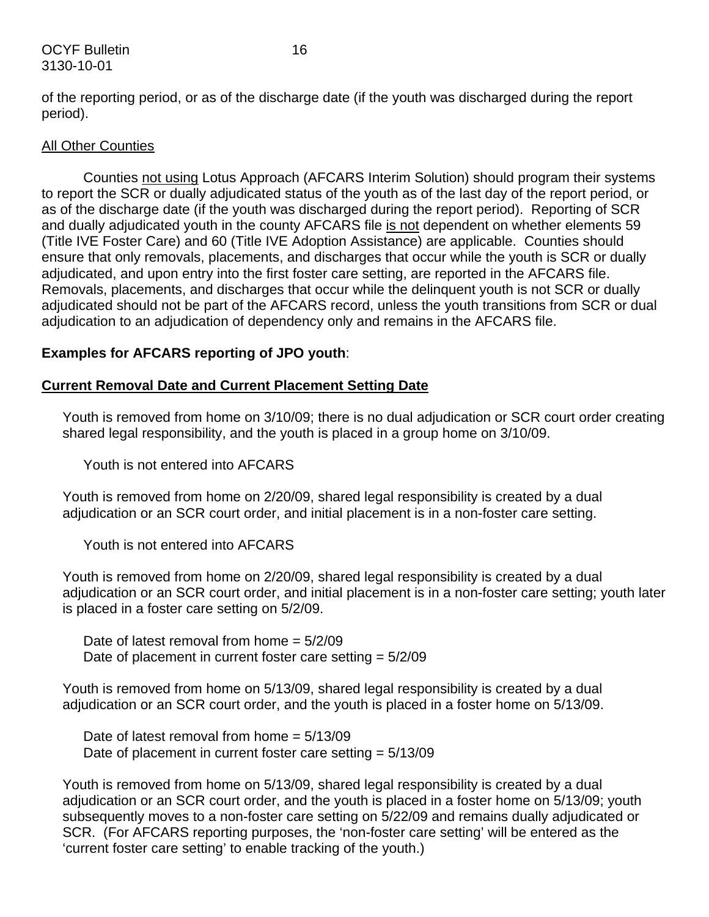of the reporting period, or as of the discharge date (if the youth was discharged during the report period).

<u>All Other Counties</u>

Counties <u>not using</u> Lotus Approach (AFCARS Interim Solution) should program their systems to report the SCR or dually adjudicated status of the youth as of the last day of the report period, or as of the discharge date (if the youth was discharged during the report period). Reporting of SCR and dually adjudicated youth in the county AFCARS file <u>is not</u> dependent on whether elements 59 (Title IVE Foster Care) and 60 (Title IVE Adoption Assistance) are applicable. Counties should ensure that only removals, placements, and discharges that occur while the youth is SCR or dually adjudicated, and upon entry into the first foster care setting, are reported in the AFCARS file. Removals, placements, and discharges that occur while the delinquent youth is not SCR or dually adjudicated should not be part of the AFCARS record, unless the youth transitions from SCR or dual adjudication to an adjudication of dependency only and remains in the AFCARS file.

**Examples for AFCARS reporting of JPO youth**:

**<u>Current Removal Date and Current Placement Setting Date</u>**

Youth is removed from home on 3/10/09; there is no dual adjudication or SCR court order creating shared legal responsibility, and the youth is placed in a group home on 3/10/09.

Youth is not entered into AFCARS

Youth is removed from home on 2/20/09, shared legal responsibility is created by a dual adjudication or an SCR court order, and initial placement is in a non-foster care setting.

Youth is not entered into AFCARS

Youth is removed from home on 2/20/09, shared legal responsibility is created by a dual adjudication or an SCR court order, and initial placement is in a non-foster care setting; youth later is placed in a foster care setting on 5/2/09.

Date of latest removal from home = 5/2/09
Date of placement in current foster care setting = 5/2/09

Youth is removed from home on 5/13/09, shared legal responsibility is created by a dual adjudication or an SCR court order, and the youth is placed in a foster home on 5/13/09.

Date of latest removal from home = 5/13/09
Date of placement in current foster care setting = 5/13/09

Youth is removed from home on 5/13/09, shared legal responsibility is created by a dual adjudication or an SCR court order, and the youth is placed in a foster home on 5/13/09; youth subsequently moves to a non-foster care setting on 5/22/09 and remains dually adjudicated or SCR. (For AFCARS reporting purposes, the 'non-foster care setting' will be entered as the 'current foster care setting' to enable tracking of the youth.)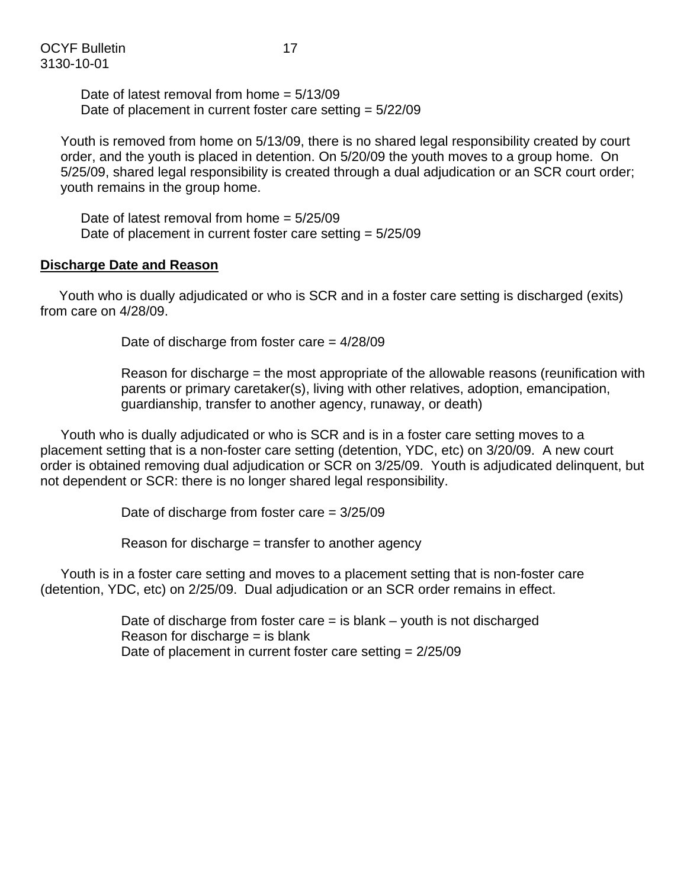Date of latest removal from home = 5/13/09
Date of placement in current foster care setting = 5/22/09

Youth is removed from home on 5/13/09, there is no shared legal responsibility created by court order, and the youth is placed in detention. On 5/20/09 the youth moves to a group home. On 5/25/09, shared legal responsibility is created through a dual adjudication or an SCR court order; youth remains in the group home.

Date of latest removal from home = 5/25/09
Date of placement in current foster care setting = 5/25/09

**Discharge Date and Reason**

Youth who is dually adjudicated or who is SCR and in a foster care setting is discharged (exits) from care on 4/28/09.

Date of discharge from foster care = 4/28/09

Reason for discharge = the most appropriate of the allowable reasons (reunification with parents or primary caretaker(s), living with other relatives, adoption, emancipation, guardianship, transfer to another agency, runaway, or death)

Youth who is dually adjudicated or who is SCR and is in a foster care setting moves to a placement setting that is a non-foster care setting (detention, YDC, etc) on 3/20/09. A new court order is obtained removing dual adjudication or SCR on 3/25/09. Youth is adjudicated delinquent, but not dependent or SCR: there is no longer shared legal responsibility.

Date of discharge from foster care = 3/25/09

Reason for discharge = transfer to another agency

Youth is in a foster care setting and moves to a placement setting that is non-foster care (detention, YDC, etc) on 2/25/09. Dual adjudication or an SCR order remains in effect.

Date of discharge from foster care = is blank – youth is not discharged
Reason for discharge = is blank
Date of placement in current foster care setting = 2/25/09